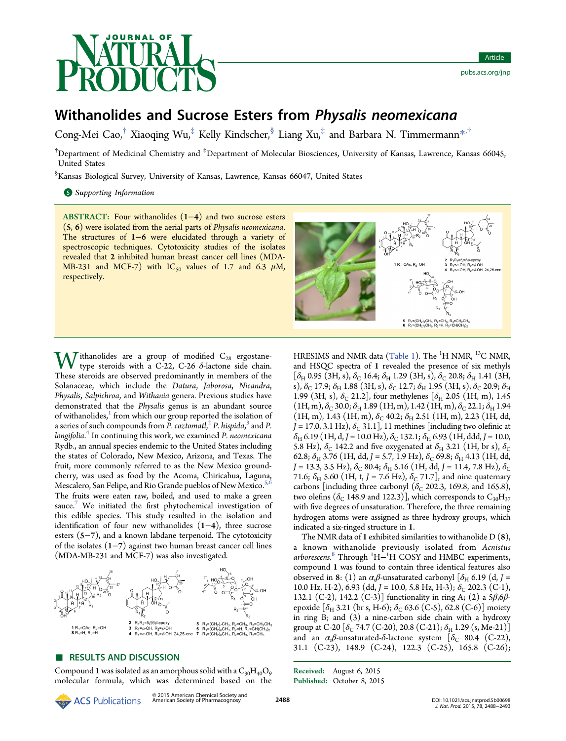# Withanolides and Sucrose Esters from *Physalis neomexicana*

Cong-Mei Cao,[†] Xiaoqing Wu,[‡] Kelly Kindscher,[§] Liang Xu,[‡] and Barbara N. Timmermann*[,†]

[†]Department of Medicinal Chemistry and [‡]Department of Molecular Biosciences, University of Kansas, Lawrence, Kansas 66045, United States

[§]Kansas Biological Survey, University of Kansas, Lawrence, Kansas 66047, United States

**S** *Supporting Information*

**ABSTRACT:** Four withanolides (**1**−**4**) and two sucrose esters (**5**, **6**) were isolated from the aerial parts of *Physalis neomexicana*. The structures of **1**−**6** were elucidated through a variety of spectroscopic techniques. Cytotoxicity studies of the isolates revealed that **2** inhibited human breast cancer cell lines (MDA-MB-231 and MCF-7) with $IC_{50}$ values of 1.7 and 6.3 $\mu$M, respectively.

Withanolides are a group of modified $C_{28}$ ergostane-type steroids with a C-22, C-26 $\delta$-lactone side chain. These steroids are observed predominantly in members of the Solanaceae, which include the *Datura*, *Jaborosa*, *Nicandra*, *Physalis*, *Salpichroa*, and *Withania* genera. Previous studies have demonstrated that the *Physalis* genus is an abundant source of withanolides,[1] from which our group reported the isolation of a series of such compounds from *P. coztomatl*,[2] *P. hispida*,[3] and *P. longifolia*.[4] In continuing this work, we examined *P. neomexicana* Rydb., an annual species endemic to the United States including the states of Colorado, New Mexico, Arizona, and Texas. The fruit, more commonly referred to as the New Mexico ground-cherry, was used as food by the Acoma, Chiricahua, Laguna, Mescalero, San Felipe, and Rio Grande pueblos of New Mexico.[5,6] The fruits were eaten raw, boiled, and used to make a green sauce.[7] We initiated the first phytochemical investigation of this edible species. This study resulted in the isolation and identification of four new withanolides (**1**−**4**), three sucrose esters (**5**−**7**), and a known labdane terpenoid. The cytotoxicity of the isolates (**1**−**7**) against two human breast cancer cell lines (MDA-MB-231 and MCF-7) was also investigated.

**1** $R_1$=OAc, $R_2$=OH; **8** $R_1$=H, $R_2$=H
**2** $R_1R_2$=5$\beta$,6$\beta$-epoxy; **3** $R_1$=$\alpha$-OH, $R_2$=$\beta$-OH; **4** $R_1$=$\alpha$-OH, $R_2$=$\beta$-OH 24,25-ene
**5** $R_1$=$(CH_2)_7CH_3$, $R_2$=$CH_3$, $R_3$=$CH_2CH_3$; **6** $R_1$=$(CH_2)_8CH_3$, $R_2$=H, $R_3$=$CH(CH_3)_2$; **7** $R_1$=$(CH_2)_8CH_3$, $R_2$=$CH_3$, $R_3$=$CH_3$

## ■ RESULTS AND DISCUSSION

Compound **1** was isolated as an amorphous solid with a $C_{30}H_{40}O_9$ molecular formula, which was determined based on the HRESIMS and NMR data (Table 1). The $^1$H NMR, $^{13}$C NMR, and HSQC spectra of **1** revealed the presence of six methyls [$\delta_H$ 0.95 (3H, s), $\delta_C$ 16.4; $\delta_H$ 1.29 (3H, s), $\delta_C$ 20.8; $\delta_H$ 1.41 (3H, s), $\delta_C$ 17.9; $\delta_H$ 1.88 (3H, s), $\delta_C$ 12.7; $\delta_H$ 1.95 (3H, s), $\delta_C$ 20.9; $\delta_H$ 1.99 (3H, s), $\delta_C$ 21.2], four methylenes [$\delta_H$ 2.05 (1H, m), 1.45 (1H, m), $\delta_C$ 30.0; $\delta_H$ 1.89 (1H, m), 1.42 (1H, m), $\delta_C$ 22.1; $\delta_H$ 1.94 (1H, m), 1.43 (1H, m), $\delta_C$ 40.2; $\delta_H$ 2.51 (1H, m), 2.23 (1H, dd, $J$ = 17.0, 3.1 Hz), $\delta_C$ 31.1], 11 methines [including two olefinic at $\delta_H$ 6.19 (1H, d, $J$ = 10.0 Hz), $\delta_C$ 132.1; $\delta_H$ 6.93 (1H, ddd, $J$ = 10.0, 5.8 Hz), $\delta_C$ 142.2 and five oxygenated at $\delta_H$ 3.21 (1H, br s), $\delta_C$ 62.8; $\delta_H$ 3.76 (1H, dd, $J$ = 5.7, 1.9 Hz), $\delta_C$ 69.8; $\delta_H$ 4.13 (1H, dd, $J$ = 13.3, 3.5 Hz), $\delta_C$ 80.4; $\delta_H$ 5.16 (1H, dd, $J$ = 11.4, 7.8 Hz), $\delta_C$ 71.6; $\delta_H$ 5.60 (1H, t, $J$ = 7.6 Hz), $\delta_C$ 71.7], and nine quaternary carbons [including three carbonyl ($\delta_C$ 202.3, 169.8, and 165.8), two olefins ($\delta_C$ 148.9 and 122.3)], which corresponds to $C_{30}H_{37}$ with five degrees of unsaturation. Therefore, the three remaining hydrogen atoms were assigned as three hydroxy groups, which indicated a six-ringed structure in **1**.

The NMR data of **1** exhibited similarities to withanolide D (**8**), a known withanolide previously isolated from *Acnistus arborescens*.[8] Through $^1$H−$^1$H COSY and HMBC experiments, compound **1** was found to contain three identical features also observed in **8**: (1) an $\alpha$,$\beta$-unsaturated carbonyl [$\delta_H$ 6.19 (d, $J$ = 10.0 Hz, H-2), 6.93 (dd, $J$ = 10.0, 5.8 Hz, H-3); $\delta_C$ 202.3 (C-1), 132.1 (C-2), 142.2 (C-3)] functionality in ring A; (2) a 5$\beta$,6$\beta$-epoxide [$\delta_H$ 3.21 (br s, H-6); $\delta_C$ 63.6 (C-5), 62.8 (C-6)] moiety in ring B; and (3) a nine-carbon side chain with a hydroxy group at C-20 [$\delta_C$ 74.7 (C-20), 20.8 (C-21); $\delta_H$ 1.29 (s, Me-21)] and an $\alpha$,$\beta$-unsaturated-$\delta$-lactone system [$\delta_C$ 80.4 (C-22), 31.1 (C-23), 148.9 (C-24), 122.3 (C-25), 165.8 (C-26);

Received: August 6, 2015
Published: October 8, 2015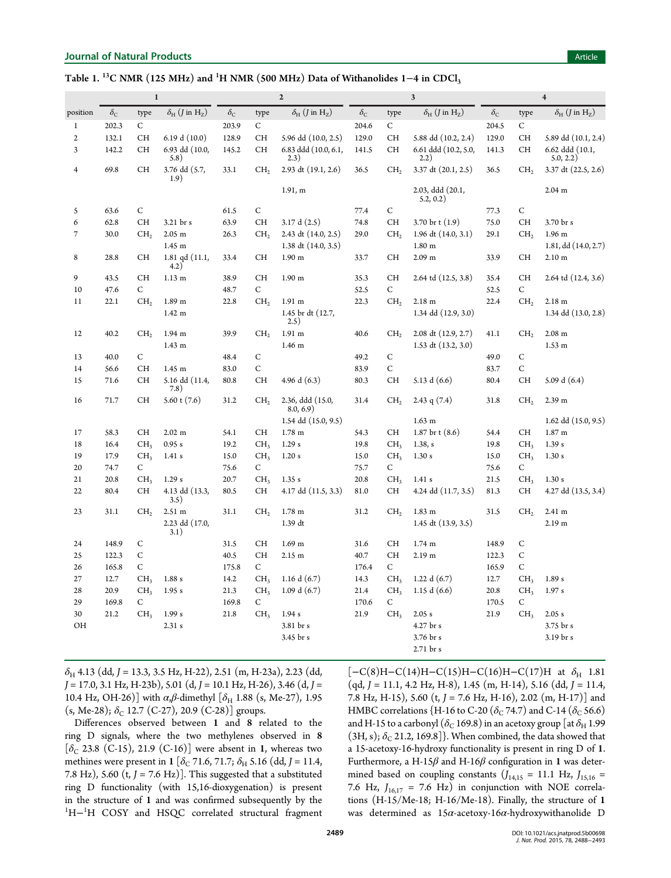**Table 1. $^{13}$C NMR (125 MHz) and $^{1}$H NMR (500 MHz) Data of Withanolides 1−4 in $CDCl_3$**

| | 1 | | | 2 | | | 3 | | | 4 | | |
|---|---|---|---|---|---|---|---|---|---|---|---|---|
| position | $\delta_C$ | type | $\delta_H$ ($J$ in Hz) | $\delta_C$ | type | $\delta_H$ ($J$ in Hz) | $\delta_C$ | type | $\delta_H$ ($J$ in Hz) | $\delta_C$ | type | $\delta_H$ ($J$ in Hz) |
| 1 | 202.3 | C | | 203.9 | C | | 204.6 | C | | 204.5 | C | |
| 2 | 132.1 | CH | 6.19 d (10.0) | 128.9 | CH | 5.96 dd (10.0, 2.5) | 129.0 | CH | 5.88 dd (10.2, 2.4) | 129.0 | CH | 5.89 dd (10.1, 2.4) |
| 3 | 142.2 | CH | 6.93 dd (10.0, 5.8) | 145.2 | CH | 6.83 ddd (10.0, 6.1, 2.3) | 141.5 | CH | 6.61 ddd (10.2, 5.0, 2.2) | 141.3 | CH | 6.62 ddd (10.1, 5.0, 2.2) |
| 4 | 69.8 | CH | 3.76 dd (5.7, 1.9) | 33.1 | $CH_2$ | 2.93 dt (19.1, 2.6) | 36.5 | $CH_2$ | 3.37 dt (20.1, 2.5) | 36.5 | $CH_2$ | 3.37 dt (22.5, 2.6) |
| | | | | | | 1.91, m | | | 2.03, ddd (20.1, 5.2, 0.2) | | | 2.04 m |
| 5 | 63.6 | C | | 61.5 | C | | 77.4 | C | | 77.3 | C | |
| 6 | 62.8 | CH | 3.21 br s | 63.9 | CH | 3.17 d (2.5) | 74.8 | CH | 3.70 br t (1.9) | 75.0 | CH | 3.70 br s |
| 7 | 30.0 | $CH_2$ | 2.05 m | 26.3 | $CH_2$ | 2.43 dt (14.0, 2.5) | 29.0 | $CH_2$ | 1.96 dt (14.0, 3.1) | 29.1 | $CH_2$ | 1.96 m |
| | | | 1.45 m | | | 1.38 dt (14.0, 3.5) | | | 1.80 m | | | 1.81, dd (14.0, 2.7) |
| 8 | 28.8 | CH | 1.81 qd (11.1, 4.2) | 33.4 | CH | 1.90 m | 33.7 | CH | 2.09 m | 33.9 | CH | 2.10 m |
| 9 | 43.5 | CH | 1.13 m | 38.9 | CH | 1.90 m | 35.3 | CH | 2.64 td (12.5, 3.8) | 35.4 | CH | 2.64 td (12.4, 3.6) |
| 10 | 47.6 | C | | 48.7 | C | | 52.5 | C | | 52.5 | C | |
| 11 | 22.1 | $CH_2$ | 1.89 m | 22.8 | $CH_2$ | 1.91 m | 22.3 | $CH_2$ | 2.18 m | 22.4 | $CH_2$ | 2.18 m |
| | | | 1.42 m | | | 1.45 br dt (12.7, 2.5) | | | 1.34 dd (12.9, 3.0) | | | 1.34 dd (13.0, 2.8) |
| 12 | 40.2 | $CH_2$ | 1.94 m | 39.9 | $CH_2$ | 1.91 m | 40.6 | $CH_2$ | 2.08 dt (12.9, 2.7) | 41.1 | $CH_2$ | 2.08 m |
| | | | 1.43 m | | | 1.46 m | | | 1.53 dt (13.2, 3.0) | | | 1.53 m |
| 13 | 40.0 | C | | 48.4 | C | | 49.2 | C | | 49.0 | C | |
| 14 | 56.6 | CH | 1.45 m | 83.0 | C | | 83.9 | C | | 83.7 | C | |
| 15 | 71.6 | CH | 5.16 dd (11.4, 7.8) | 80.8 | CH | 4.96 d (6.3) | 80.3 | CH | 5.13 d (6.6) | 80.4 | CH | 5.09 d (6.4) |
| 16 | 71.7 | CH | 5.60 t (7.6) | 31.2 | $CH_2$ | 2.36, ddd (15.0, 8.0, 6.9) | 31.4 | $CH_2$ | 2.43 q (7.4) | 31.8 | $CH_2$ | 2.39 m |
| | | | | | | 1.54 dd (15.0, 9.5) | | | 1.63 m | | | 1.62 dd (15.0, 9.5) |
| 17 | 58.3 | CH | 2.02 m | 54.1 | CH | 1.78 m | 54.3 | CH | 1.87 br t (8.6) | 54.4 | CH | 1.87 m |
| 18 | 16.4 | $CH_3$ | 0.95 s | 19.2 | $CH_3$ | 1.29 s | 19.8 | $CH_3$ | 1.38, s | 19.8 | $CH_3$ | 1.39 s |
| 19 | 17.9 | $CH_3$ | 1.41 s | 15.0 | $CH_3$ | 1.20 s | 15.0 | $CH_3$ | 1.30 s | 15.0 | $CH_3$ | 1.30 s |
| 20 | 74.7 | C | | 75.6 | C | | 75.7 | C | | 75.6 | C | |
| 21 | 20.8 | $CH_3$ | 1.29 s | 20.7 | $CH_3$ | 1.35 s | 20.8 | $CH_3$ | 1.41 s | 21.5 | $CH_3$ | 1.30 s |
| 22 | 80.4 | CH | 4.13 dd (13.3, 3.5) | 80.5 | CH | 4.17 dd (11.5, 3.3) | 81.0 | CH | 4.24 dd (11.7, 3.5) | 81.3 | CH | 4.27 dd (13.5, 3.4) |
| 23 | 31.1 | $CH_2$ | 2.51 m | 31.1 | $CH_2$ | 1.78 m | 31.2 | $CH_2$ | 1.83 m | 31.5 | $CH_2$ | 2.41 m |
| | | | 2.23 dd (17.0, 3.1) | | | 1.39 dt | | | 1.45 dt (13.9, 3.5) | | | 2.19 m |
| 24 | 148.9 | C | | 31.5 | CH | 1.69 m | 31.6 | CH | 1.74 m | 148.9 | C | |
| 25 | 122.3 | C | | 40.5 | CH | 2.15 m | 40.7 | CH | 2.19 m | 122.3 | C | |
| 26 | 165.8 | C | | 175.8 | C | | 176.4 | C | | 165.9 | C | |
| 27 | 12.7 | $CH_3$ | 1.88 s | 14.2 | $CH_3$ | 1.16 d (6.7) | 14.3 | $CH_3$ | 1.22 d (6.7) | 12.7 | $CH_3$ | 1.89 s |
| 28 | 20.9 | $CH_3$ | 1.95 s | 21.3 | $CH_3$ | 1.09 d (6.7) | 21.4 | $CH_3$ | 1.15 d (6.6) | 20.8 | $CH_3$ | 1.97 s |
| 29 | 169.8 | C | | 169.8 | C | | 170.6 | C | | 170.5 | C | |
| 30 | 21.2 | $CH_3$ | 1.99 s | 21.8 | $CH_3$ | 1.94 s | 21.9 | $CH_3$ | 2.05 s | 21.9 | $CH_3$ | 2.05 s |
| OH | | | 2.31 s | | | 3.81 br s | | | 4.27 br s | | | 3.75 br s |
| | | | | | | 3.45 br s | | | 3.76 br s | | | 3.19 br s |
| | | | | | | | | | 2.71 br s | | | |

$\delta_H$ 4.13 (dd, $J$ = 13.3, 3.5 Hz, H-22), 2.51 (m, H-23a), 2.23 (dd, $J$ = 17.0, 3.1 Hz, H-23b), 5.01 (d, $J$ = 10.1 Hz, H-26), 3.46 (d, $J$ = 10.4 Hz, OH-26)] with $\alpha,\beta$-dimethyl [$\delta_H$ 1.88 (s, Me-27), 1.95 (s, Me-28); $\delta_C$ 12.7 (C-27), 20.9 (C-28)] groups.

Differences observed between **1** and **8** related to the ring D signals, where the two methylenes observed in **8** [$\delta_C$ 23.8 (C-15), 21.9 (C-16)] were absent in **1**, whereas two methines were present in **1** [$\delta_C$ 71.6, 71.7; $\delta_H$ 5.16 (dd, $J$ = 11.4, 7.8 Hz), 5.60 (t, $J$ = 7.6 Hz)]. This suggested that a substituted ring D functionality (with 15,16-dioxygenation) is present in the structure of **1** and was confirmed subsequently by the $^1$H−$^1$H COSY and HSQC correlated structural fragment [−C(8)H−C(14)H−C(15)H−C(16)H−C(17)H at $\delta_H$ 1.81 (qd, $J$ = 11.1, 4.2 Hz, H-8), 1.45 (m, H-14), 5.16 (dd, $J$ = 11.4, 7.8 Hz, H-15), 5.60 (t, $J$ = 7.6 Hz, H-16), 2.02 (m, H-17)] and HMBC correlations {H-16 to C-20 ($\delta_C$ 74.7) and C-14 ($\delta_C$ 56.6) and H-15 to a carbonyl ($\delta_C$ 169.8) in an acetoxy group [at $\delta_H$ 1.99 (3H, s); $\delta_C$ 21.2, 169.8]}. When combined, the data showed that a 15-acetoxy-16-hydroxy functionality is present in ring D of **1**. Furthermore, a H-15$\beta$ and H-16$\beta$ configuration in **1** was determined based on coupling constants ($J_{14,15}$ = 11.1 Hz, $J_{15,16}$ = 7.6 Hz, $J_{16,17}$ = 7.6 Hz) in conjunction with NOE correlations (H-15/Me-18; H-16/Me-18). Finally, the structure of **1** was determined as 15$\alpha$-acetoxy-16$\alpha$-hydroxywithanolide D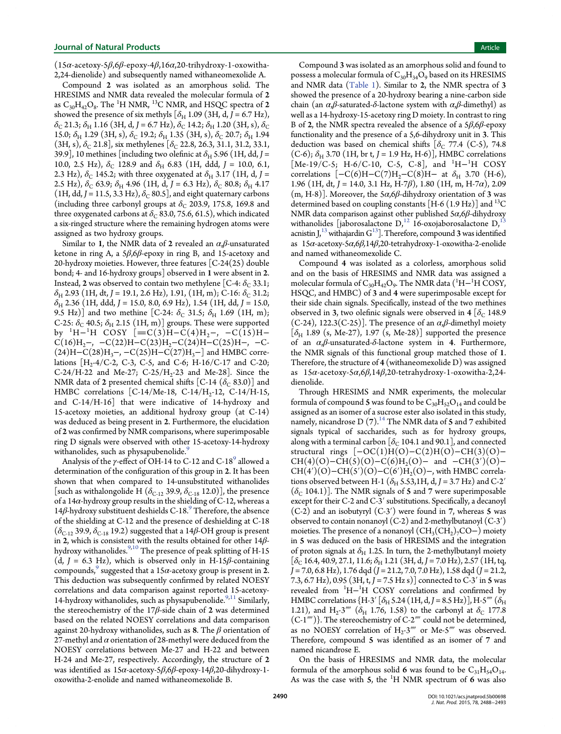(15α-acetoxy-5β,6β-epoxy-4β,16α,20-trihydroxy-1-oxowitha-2,24-dienolide) and subsequently named withaneomexolide A.

Compound **2** was isolated as an amorphous solid. The HRESIMS and NMR data revealed the molecular formula of **2** as $C_{30}H_{42}O_8$. The $^1H$ NMR, $^{13}C$ NMR, and HSQC spectra of **2** showed the presence of six methyls [$\delta_H$ 1.09 (3H, d, $J$ = 6.7 Hz), $\delta_C$ 21.3; $\delta_H$ 1.16 (3H, d, $J$ = 6.7 Hz), $\delta_C$ 14.2; $\delta_H$ 1.20 (3H, s), $\delta_C$ 15.0; $\delta_H$ 1.29 (3H, s), $\delta_C$ 19.2; $\delta_H$ 1.35 (3H, s), $\delta_C$ 20.7; $\delta_H$ 1.94 (3H, s), $\delta_C$ 21.8], six methylenes [$\delta_C$ 22.8, 26.3, 31.1, 31.2, 33.1, 39.9], 10 methines [including two olefinic at $\delta_H$ 5.96 (1H, dd, $J$ = 10.0, 2.5 Hz), $\delta_C$ 128.9 and $\delta_H$ 6.83 (1H, ddd, $J$ = 10.0, 6.1, 2.3 Hz), $\delta_C$ 145.2; with three oxygenated at $\delta_H$ 3.17 (1H, d, $J$ = 2.5 Hz), $\delta_C$ 63.9; $\delta_H$ 4.96 (1H, d, $J$ = 6.3 Hz), $\delta_C$ 80.8; $\delta_H$ 4.17 (1H, dd, $J$ = 11.5, 3.3 Hz), $\delta_C$ 80.5], and eight quaternary carbons (including three carbonyl groups at $\delta_C$ 203.9, 175.8, 169.8 and three oxygenated carbons at $\delta_C$ 83.0, 75.6, 61.5), which indicated a six-ringed structure where the remaining hydrogen atoms were assigned as two hydroxy groups.

Similar to **1**, the NMR data of **2** revealed an α,β-unsaturated ketone in ring A, a 5β,6β-epoxy in ring B, and 15-acetoxy and 20-hydroxy moieties. However, three features [C-24(25) double bond; 4- and 16-hydroxy groups] observed in **1** were absent in **2**. Instead, **2** was observed to contain two methylene [C-4: $\delta_C$ 33.1; $\delta_H$ 2.93 (1H, dt, $J$ = 19.1, 2.6 Hz), 1.91, (1H, m); C-16: $\delta_C$ 31.2; $\delta_H$ 2.36 (1H, ddd, $J$ = 15.0, 8.0, 6.9 Hz), 1.54 (1H, dd, $J$ = 15.0, 9.5 Hz)] and two methine [C-24: $\delta_C$ 31.5; $\delta_H$ 1.69 (1H, m); C-25: $\delta_C$ 40.5; $\delta_H$ 2.15 (1H, m)] groups. These were supported by $^1H-^1H$ COSY [=C(3)H−C(4)$H_2$−, −C(15)H−C(16)$H_2$−, −C(22)H−C(23)$H_2$−C(24)H−C(25)H−, −C-(24)H−C(28)$H_3$−, −C(25)H−C(27)$H_3$−] and HMBC correlations [$H_2$-4/C-2, C-3, C-5, and C-6; H-16/C-17 and C-20; C-24/H-22 and Me-27; C-25/$H_2$-23 and Me-28]. Since the NMR data of **2** presented chemical shifts [C-14 ($\delta_C$ 83.0)] and HMBC correlations [C-14/Me-18, C-14/$H_2$-12, C-14/H-15, and C-14/H-16] that were indicative of 14-hydroxy and 15-acetoxy moieties, an additional hydroxy group (at C-14) was deduced as being present in **2**. Furthermore, the elucidation of **2** was confirmed by NMR comparisons, where superimposable ring D signals were observed with other 15-acetoxy-14-hydroxy withanolides, such as physapubenolide.[9]

Analysis of the γ-effect of OH-14 to C-12 and C-18[9] allowed a determination of the configuration of this group in **2**. It has been shown that when compared to 14-unsubstituted withanolides [such as withalongolide H ($\delta_{C-12}$ 39.9, $\delta_{C-18}$ 12.0)], the presence of a 14α-hydroxy group results in the shielding of C-12, whereas a 14β-hydroxy substituent deshields C-18.[9] Therefore, the absence of the shielding at C-12 and the presence of deshielding at C-18 ($\delta_{C-12}$ 39.9, $\delta_{C-18}$ 19.2) suggested that a 14β-OH group is present in **2**, which is consistent with the results obtained for other 14β-hydroxy withanolides.[9,10] The presence of peak splitting of H-15 (d, $J$ = 6.3 Hz), which is observed only in H-15β-containing compounds,[9] suggested that a 15α-acetoxy group is present in **2**. This deduction was subsequently confirmed by related NOESY correlations and data comparison against reported 15-acetoxy-14-hydroxy withanolides, such as physapubenolide.[9,11] Similarly, the stereochemistry of the 17β-side chain of **2** was determined based on the related NOESY correlations and data comparison against 20-hydroxy withanolides, such as **8**. The β orientation of 27-methyl and α orientation of 28-methyl were deduced from the NOESY correlations between Me-27 and H-22 and between H-24 and Me-27, respectively. Accordingly, the structure of **2** was identified as 15α-acetoxy-5β,6β-epoxy-14β,20-dihydroxy-1-oxowitha-2-enolide and named withaneomexolide B.

Compound **3** was isolated as an amorphous solid and found to possess a molecular formula of $C_{30}H_{34}O_9$ based on its HRESIMS and NMR data (Table 1). Similar to **2**, the NMR spectra of **3** showed the presence of a 20-hydroxy bearing a nine-carbon side chain (an α,β-saturated-δ-lactone system with α,β-dimethyl) as well as a 14-hydroxy-15-acetoxy ring D moiety. In contrast to ring B of **2**, the NMR spectra revealed the absence of a 5β,6β-epoxy functionality and the presence of a 5,6-dihydroxy unit in **3**. This deduction was based on chemical shifts [$\delta_C$ 77.4 (C-5), 74.8 (C-6); $\delta_H$ 3.70 (1H, br t, $J$ = 1.9 Hz, H-6)], HMBC correlations [Me-19/C-5; H-6/C-10, C-5, C-8], and $^1H-^1H$ COSY correlations [−C(6)H−C(7)$H_2$−C(8)H− at $\delta_H$ 3.70 (H-6), 1.96 (1H, dt, $J$ = 14.0, 3.1 Hz, H-7β), 1.80 (1H, m, H-7α), 2.09 (m, H-8)]. Moreover, the 5α,6β-dihydroxy orientation of **3** was determined based on coupling constants [H-6 (1.9 Hz)] and $^{13}C$ NMR data comparison against other published 5α,6β-dihydroxy withanolides [jaborosalactone D,[12] 16-oxojaborosalactone D,[13] acnistin J,[13] withajardin G[13]]. Therefore, compound **3** was identified as 15α-acetoxy-5α,6β,14β,20-tetrahydroxy-1-oxowitha-2-enolide and named withaneomexolide C.

Compound **4** was isolated as a colorless, amorphous solid and on the basis of HRESIMS and NMR data was assigned a molecular formula of $C_{30}H_{42}O_9$. The NMR data ($^1H-^1H$ COSY, HSQC, and HMBC) of **3** and **4** were superimposable except for their side chain signals. Specifically, instead of the two methines observed in **3**, two olefinic signals were observed in **4** [$\delta_C$ 148.9 (C-24), 122.3(C-25)]. The presence of an α,β-dimethyl moiety [$\delta_H$ 1.89 (s, Me-27), 1.97 (s, Me-28)] supported the presence of an α,β-unsaturated-δ-lactone system in **4**. Furthermore, the NMR signals of this functional group matched those of **1**. Therefore, the structure of **4** (withaneomexolide D) was assigned as 15α-acetoxy-5α,6β,14β,20-tetrahydroxy-1-oxowitha-2,24-dienolide.

Through HRESIMS and NMR experiments, the molecular formula of compound **5** was found to be $C_{30}H_{52}O_{14}$ and could be assigned as an isomer of a sucrose ester also isolated in this study, namely, nicandrose D (**7**).[14] The NMR data of **5** and **7** exhibited signals typical of saccharides, such as for hydroxy groups, along with a terminal carbon [$\delta_C$ 104.1 and 90.1], and connected structural rings [−OC(1)H(O)−C(2)H(O)−CH(3)(O)−CH(4)(O)−CH(5)(O)−C(6)$H_2$(O)− and −CH(3′)(O)−CH(4′)(O)−CH(5′)(O)−C(6′)$H_2$(O)−, with HMBC correlations observed between H-1 ($\delta_H$ 5.53,1H, d, $J$ = 3.7 Hz) and C-2′ ($\delta_C$ 104.1)]. The NMR signals of **5** and **7** were superimposable except for their C-2 and C-3′ substitutions. Specifically, a decanoyl (C-2) and an isobutyryl (C-3′) were found in **7**, whereas **5** was observed to contain nonanoyl (C-2) and 2-methylbutanoyl (C-3′) moieties. The presence of a nonanoyl ($CH_3(CH_2)_7CO$−) moiety in **5** was deduced on the basis of HRESIMS and the integration of proton signals at $\delta_H$ 1.25. In turn, the 2-methylbutanoyl moiety [$\delta_C$ 16.4, 40.9, 27.1, 11.6; $\delta_H$ 1.21 (3H, d, $J$ = 7.0 Hz), 2.57 (1H, tq, $J$ = 7.0, 6.8 Hz), 1.76 dqd ($J$ = 21.2, 7.0, 7.0 Hz), 1.58 dqd ($J$ = 21.2, 7.3, 6.7 Hz), 0.95 (3H, t, $J$ = 7.5 Hz s)] connected to C-3′ in **5** was revealed from $^1H-^1H$ COSY correlations and confirmed by HMBC correlations {H-3′ [$\delta_H$ 5.24 (1H, d, $J$ = 8.5 Hz)], H-5⁗ ($\delta_H$ 1.21), and $H_2$-3⁗ ($\delta_H$ 1.76, 1.58) to the carbonyl at $\delta_C$ 177.8 (C-1⁗)}. The stereochemistry of C-2⁗ could not be determined, as no NOESY correlation of $H_2$-3⁗ or Me-5⁗ was observed. Therefore, compound **5** was identified as an isomer of **7** and named nicandrose E.

On the basis of HRESIMS and NMR data, the molecular formula of the amorphous solid **6** was found to be $C_{31}H_{54}O_{14}$. As was the case with **5**, the $^1H$ NMR spectrum of **6** was also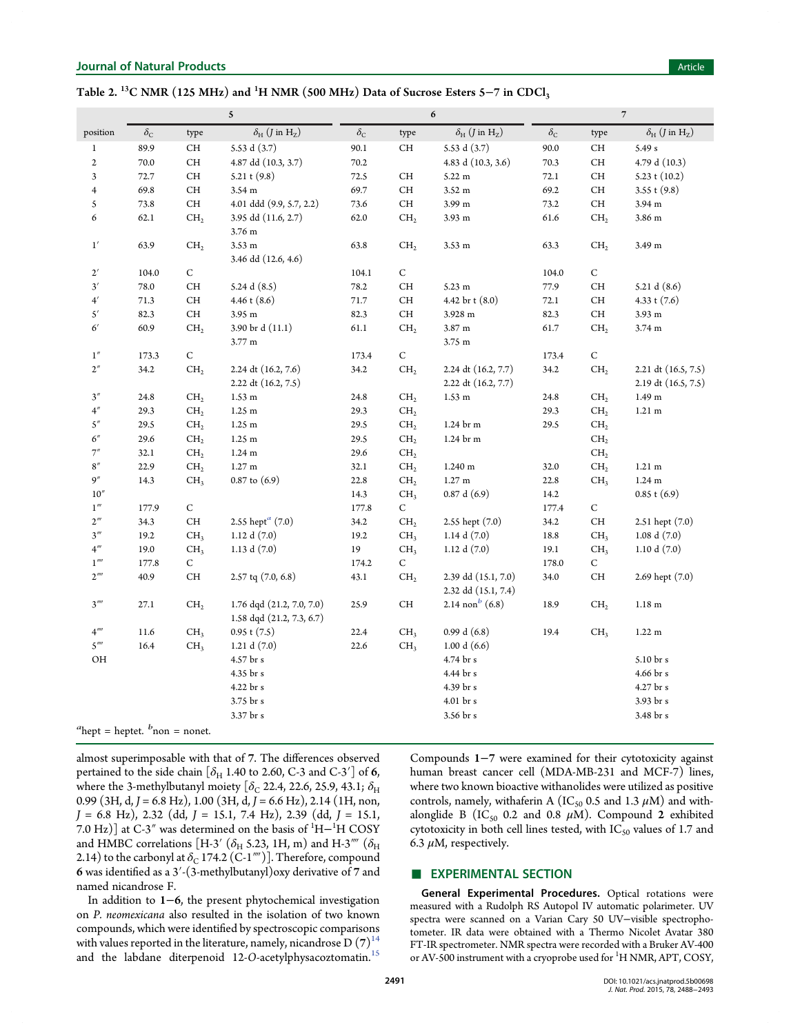**Table 2. $^{13}C$ NMR (125 MHz) and $^{1}H$ NMR (500 MHz) Data of Sucrose Esters 5−7 in $CDCl_3$**

| | 5 | | | 6 | | | 7 | | |
|---|---|---|---|---|---|---|---|---|---|
| position | $\delta_C$ | type | $\delta_H$ ($J$ in Hz) | $\delta_C$ | type | $\delta_H$ ($J$ in Hz) | $\delta_C$ | type | $\delta_H$ ($J$ in Hz) |
| 1 | 89.9 | CH | 5.53 d (3.7) | 90.1 | CH | 5.53 d (3.7) | 90.0 | CH | 5.49 s |
| 2 | 70.0 | CH | 4.87 dd (10.3, 3.7) | 70.2 | | 4.83 d (10.3, 3.6) | 70.3 | CH | 4.79 d (10.3) |
| 3 | 72.7 | CH | 5.21 t (9.8) | 72.5 | CH | 5.22 m | 72.1 | CH | 5.23 t (10.2) |
| 4 | 69.8 | CH | 3.54 m | 69.7 | CH | 3.52 m | 69.2 | CH | 3.55 t (9.8) |
| 5 | 73.8 | CH | 4.01 ddd (9.9, 5.7, 2.2) | 73.6 | CH | 3.99 m | 73.2 | CH | 3.94 m |
| 6 | 62.1 | $CH_2$ | 3.95 dd (11.6, 2.7) | 62.0 | $CH_2$ | 3.93 m | 61.6 | $CH_2$ | 3.86 m |
| | | | 3.76 m | | | | | | |
| 1′ | 63.9 | $CH_2$ | 3.53 m | 63.8 | $CH_2$ | 3.53 m | 63.3 | $CH_2$ | 3.49 m |
| | | | 3.46 dd (12.6, 4.6) | | | | | | |
| 2′ | 104.0 | C | | 104.1 | C | | 104.0 | C | |
| 3′ | 78.0 | CH | 5.24 d (8.5) | 78.2 | CH | 5.23 m | 77.9 | CH | 5.21 d (8.6) |
| 4′ | 71.3 | CH | 4.46 t (8.6) | 71.7 | CH | 4.42 br t (8.0) | 72.1 | CH | 4.33 t (7.6) |
| 5′ | 82.3 | CH | 3.95 m | 82.3 | CH | 3.928 m | 82.3 | CH | 3.93 m |
| 6′ | 60.9 | $CH_2$ | 3.90 br d (11.1) | 61.1 | $CH_2$ | 3.87 m | 61.7 | $CH_2$ | 3.74 m |
| | | | 3.77 m | | | 3.75 m | | | |
| 1″ | 173.3 | C | | 173.4 | C | | 173.4 | C | |
| 2″ | 34.2 | $CH_2$ | 2.24 dt (16.2, 7.6) | 34.2 | $CH_2$ | 2.24 dt (16.2, 7.7) | 34.2 | $CH_2$ | 2.21 dt (16.5, 7.5) |
| | | | 2.22 dt (16.2, 7.5) | | | 2.22 dt (16.2, 7.7) | | | 2.19 dt (16.5, 7.5) |
| 3″ | 24.8 | $CH_2$ | 1.53 m | 24.8 | $CH_2$ | 1.53 m | 24.8 | $CH_2$ | 1.49 m |
| 4″ | 29.3 | $CH_2$ | 1.25 m | 29.3 | $CH_2$ | | 29.3 | $CH_2$ | 1.21 m |
| 5″ | 29.5 | $CH_2$ | 1.25 m | 29.5 | $CH_2$ | 1.24 br m | 29.5 | $CH_2$ | |
| 6″ | 29.6 | $CH_2$ | 1.25 m | 29.5 | $CH_2$ | 1.24 br m | | $CH_2$ | |
| 7″ | 32.1 | $CH_2$ | 1.24 m | 29.6 | $CH_2$ | | | $CH_2$ | |
| 8″ | 22.9 | $CH_2$ | 1.27 m | 32.1 | $CH_2$ | 1.240 m | 32.0 | $CH_2$ | 1.21 m |
| 9″ | 14.3 | $CH_3$ | 0.87 to (6.9) | 22.8 | $CH_2$ | 1.27 m | 22.8 | $CH_3$ | 1.24 m |
| 10″ | | | | 14.3 | $CH_3$ | 0.87 d (6.9) | 14.2 | | 0.85 t (6.9) |
| 1‴ | 177.9 | C | | 177.8 | C | | 177.4 | C | |
| 2‴ | 34.3 | CH | 2.55 hept[a] (7.0) | 34.2 | $CH_2$ | 2.55 hept (7.0) | 34.2 | CH | 2.51 hept (7.0) |
| 3‴ | 19.2 | $CH_3$ | 1.12 d (7.0) | 19.2 | $CH_3$ | 1.14 d (7.0) | 18.8 | $CH_3$ | 1.08 d (7.0) |
| 4‴ | 19.0 | $CH_3$ | 1.13 d (7.0) | 19 | $CH_3$ | 1.12 d (7.0) | 19.1 | $CH_3$ | 1.10 d (7.0) |
| 1⁗ | 177.8 | C | | 174.2 | C | | 178.0 | C | |
| 2⁗ | 40.9 | CH | 2.57 tq (7.0, 6.8) | 43.1 | $CH_2$ | 2.39 dd (15.1, 7.0) | 34.0 | CH | 2.69 hept (7.0) |
| | | | | | | 2.32 dd (15.1, 7.4) | | | |
| 3⁗ | 27.1 | $CH_2$ | 1.76 dqd (21.2, 7.0, 7.0) | 25.9 | CH | 2.14 non[b] (6.8) | 18.9 | $CH_2$ | 1.18 m |
| | | | 1.58 dqd (21.2, 7.3, 6.7) | | | | | | |
| 4⁗ | 11.6 | $CH_3$ | 0.95 t (7.5) | 22.4 | $CH_3$ | 0.99 d (6.8) | 19.4 | $CH_3$ | 1.22 m |
| 5⁗ | 16.4 | $CH_3$ | 1.21 d (7.0) | 22.6 | $CH_3$ | 1.00 d (6.6) | | | |
| OH | | | 4.57 br s | | | 4.74 br s | | | 5.10 br s |
| | | | 4.35 br s | | | 4.44 br s | | | 4.66 br s |
| | | | 4.22 br s | | | 4.39 br s | | | 4.27 br s |
| | | | 3.75 br s | | | 4.01 br s | | | 3.93 br s |
| | | | 3.37 br s | | | 3.56 br s | | | 3.48 br s |

[a]hept = heptet. [b]non = nonet.

almost superimposable with that of **7**. The differences observed pertained to the side chain [$\delta_H$ 1.40 to 2.60, C-3 and C-3′] of **6**, where the 3-methylbutanyl moiety [$\delta_C$ 22.4, 22.6, 25.9, 43.1; $\delta_H$ 0.99 (3H, d, $J$ = 6.8 Hz), 1.00 (3H, d, $J$ = 6.6 Hz), 2.14 (1H, non, $J$ = 6.8 Hz), 2.32 (dd, $J$ = 15.1, 7.4 Hz), 2.39 (dd, $J$ = 15.1, 7.0 Hz)] at C-3″ was determined on the basis of $^1H-^1H$ COSY and HMBC correlations [H-3′ ($\delta_H$ 5.23, 1H, m) and H-3⁗ ($\delta_H$ 2.14) to the carbonyl at $\delta_C$ 174.2 (C-1⁗)]. Therefore, compound **6** was identified as a 3′-(3-methylbutanyl)oxy derivative of **7** and named nicandrose F.

In addition to **1**−**6**, the present phytochemical investigation on *P. neomexicana* also resulted in the isolation of two known compounds, which were identified by spectroscopic comparisons with values reported in the literature, namely, nicandrose D (**7**)[14] and the labdane diterpenoid 12-*O*-acetylphysacoztomatin.[15]

Compounds **1**−**7** were examined for their cytotoxicity against human breast cancer cell (MDA-MB-231 and MCF-7) lines, where two known bioactive withanolides were utilized as positive controls, namely, withaferin A ($IC_{50}$ 0.5 and 1.3 $\mu$M) and withalonglide B ($IC_{50}$ 0.2 and 0.8 $\mu$M). Compound **2** exhibited cytotoxicity in both cell lines tested, with $IC_{50}$ values of 1.7 and 6.3 $\mu$M, respectively.

## ■ EXPERIMENTAL SECTION

**General Experimental Procedures.** Optical rotations were measured with a Rudolph RS Autopol IV automatic polarimeter. UV spectra were scanned on a Varian Cary 50 UV−visible spectrophotometer. IR data were obtained with a Thermo Nicolet Avatar 380 FT-IR spectrometer. NMR spectra were recorded with a Bruker AV-400 or AV-500 instrument with a cryoprobe used for $^1H$ NMR, APT, COSY,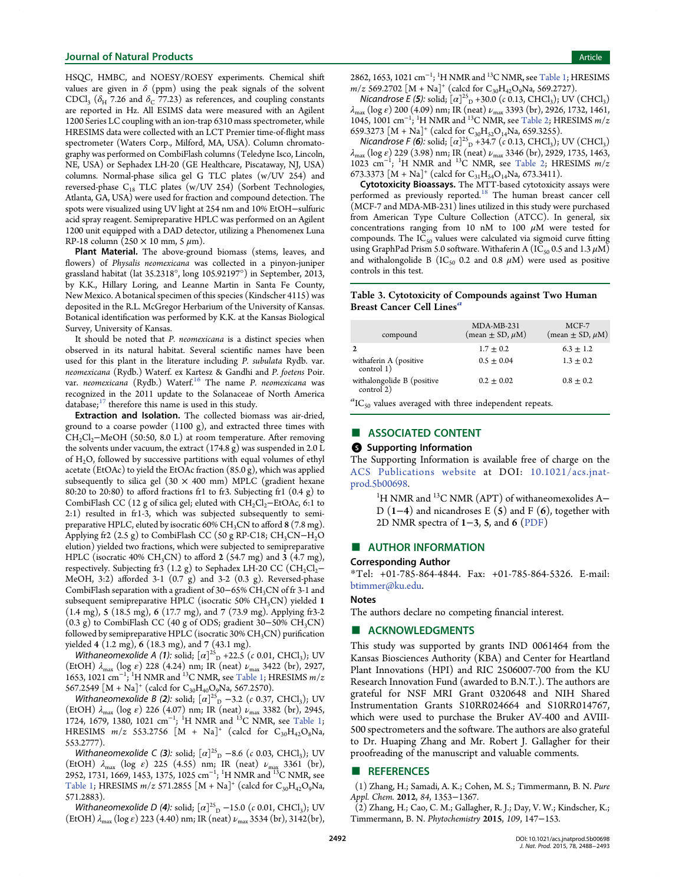HSQC, HMBC, and NOESY/ROESY experiments. Chemical shift values are given in δ (ppm) using the peak signals of the solvent $CDCl_3$ ($\delta_H$ 7.26 and $\delta_C$ 77.23) as references, and coupling constants are reported in Hz. All ESIMS data were measured with an Agilent 1200 Series LC coupling with an ion-trap 6310 mass spectrometer, while HRESIMS data were collected with an LCT Premier time-of-flight mass spectrometer (Waters Corp., Milford, MA, USA). Column chromatography was performed on CombiFlash columns (Teledyne Isco, Lincoln, NE, USA) or Sephadex LH-20 (GE Healthcare, Piscataway, NJ, USA) columns. Normal-phase silica gel G TLC plates (w/UV 254) and reversed-phase $C_{18}$ TLC plates (w/UV 254) (Sorbent Technologies, Atlanta, GA, USA) were used for fraction and compound detection. The spots were visualized using UV light at 254 nm and 10% EtOH−sulfuric acid spray reagent. Semipreparative HPLC was performed on an Agilent 1200 unit equipped with a DAD detector, utilizing a Phenomenex Luna RP-18 column (250 × 10 mm, 5 μm).

**Plant Material.** The above-ground biomass (stems, leaves, and flowers) of *Physalis neomexicana* was collected in a pinyon-juniper grassland habitat (lat 35.2318°, long 105.92197°) in September, 2013, by K.K., Hillary Loring, and Leanne Martin in Santa Fe County, New Mexico. A botanical specimen of this species (Kindscher 4115) was deposited in the R.L. McGregor Herbarium of the University of Kansas. Botanical identification was performed by K.K. at the Kansas Biological Survey, University of Kansas.

It should be noted that *P. neomexicana* is a distinct species when observed in its natural habitat. Several scientific names have been used for this plant in the literature including *P. subulata* Rydb. var. *neomexicana* (Rydb.) Waterf. ex Kartesz & Gandhi and *P. foetens* Poir. var. *neomexicana* (Rydb.) Waterf.[16] The name *P. neomexicana* was recognized in the 2011 update to the Solanaceae of North America database;[17] therefore this name is used in this study.

**Extraction and Isolation.** The collected biomass was air-dried, ground to a coarse powder (1100 g), and extracted three times with $CH_2Cl_2$−MeOH (50:50, 8.0 L) at room temperature. After removing the solvents under vacuum, the extract (174.8 g) was suspended in 2.0 L of $H_2O$, followed by successive partitions with equal volumes of ethyl acetate (EtOAc) to yield the EtOAc fraction (85.0 g), which was applied subsequently to silica gel (30 × 400 mm) MPLC (gradient hexane 80:20 to 20:80) to afford fractions fr1 to fr3. Subjecting fr1 (0.4 g) to CombiFlash CC (12 g of silica gel; eluted with $CH_2Cl_2$−EtOAc, 6:1 to 2:1) resulted in fr1-3, which was subjected subsequently to semipreparative HPLC, eluted by isocratic 60% $CH_3CN$ to afford **8** (7.8 mg). Applying fr2 (2.5 g) to CombiFlash CC (50 g RP-C18; $CH_3CN$−$H_2O$ elution) yielded two fractions, which were subjected to semipreparative HPLC (isocratic 40% $CH_3CN$) to afford **2** (54.7 mg) and **3** (4.7 mg), respectively. Subjecting fr3 (1.2 g) to Sephadex LH-20 CC ($CH_2Cl_2$−MeOH, 3:2) afforded 3-1 (0.7 g) and 3-2 (0.3 g). Reversed-phase CombiFlash separation with a gradient of 30−65% $CH_3CN$ of fr 3-1 and subsequent semipreparative HPLC (isocratic 50% $CH_3CN$) yielded **1** (1.4 mg), **5** (18.5 mg), **6** (17.7 mg), and **7** (73.9 mg). Applying fr3-2 (0.3 g) to CombiFlash CC (40 g of ODS; gradient 30−50% $CH_3CN$) followed by semipreparative HPLC (isocratic 30% $CH_3CN$) purification yielded **4** (1.2 mg), **6** (18.3 mg), and **7** (43.1 mg).

*Withaneomexolide A (1):* solid; $[\alpha]^{25}_D$ +22.5 (*c* 0.01, $CHCl_3$); UV (EtOH) $\lambda_{max}$ (log ε) 228 (4.24) nm; IR (neat) $\nu_{max}$ 3422 (br), 2927, 1653, 1021 $cm^{-1}$; $^1H$ NMR and $^{13}C$ NMR, see Table 1; HRESIMS *m/z* 567.2549 [M + Na]$^+$ (calcd for $C_{30}H_{40}O_9Na$, 567.2570).

*Withaneomexolide B (2):* solid; $[\alpha]^{25}_D$ −3.2 (*c* 0.37, $CHCl_3$); UV (EtOH) $\lambda_{max}$ (log ε) 226 (4.07) nm; IR (neat) $\nu_{max}$ 3382 (br), 2945, 1724, 1679, 1380, 1021 $cm^{-1}$; $^1H$ NMR and $^{13}C$ NMR, see Table 1; HRESIMS *m/z* 553.2756 [M + Na]$^+$ (calcd for $C_{30}H_{42}O_8Na$, 553.2777).

*Withaneomexolide C (3):* solid; $[\alpha]^{25}_D$ −8.6 (*c* 0.03, $CHCl_3$); UV (EtOH) $\lambda_{max}$ (log ε) 225 (4.55) nm; IR (neat) $\nu_{max}$ 3361 (br), 2952, 1731, 1669, 1453, 1375, 1025 $cm^{-1}$; $^1H$ NMR and $^{13}C$ NMR, see Table 1; HRESIMS *m/z* 571.2855 [M + Na]$^+$ (calcd for $C_{30}H_{42}O_9Na$, 571.2883).

*Withaneomexolide D (4):* solid; $[\alpha]^{25}_D$ −15.0 (*c* 0.01, $CHCl_3$); UV (EtOH) $\lambda_{max}$ (log ε) 223 (4.40) nm; IR (neat) $\nu_{max}$ 3534 (br), 3142(br), 2862, 1653, 1021 $cm^{-1}$; $^1H$ NMR and $^{13}C$ NMR, see Table 1; HRESIMS *m/z* 569.2702 [M + Na]$^+$ (calcd for $C_{30}H_{42}O_9Na$, 569.2727).

*Nicandrose E (5):* solid; $[\alpha]^{25}_D$ +30.0 (*c* 0.13, $CHCl_3$); UV ($CHCl_3$) $\lambda_{max}$ (log ε) 200 (4.09) nm; IR (neat) $\nu_{max}$ 3393 (br), 2926, 1732, 1461, 1045, 1001 $cm^{-1}$; $^1H$ NMR and $^{13}C$ NMR, see Table 2; HRESIMS *m/z* 659.3273 [M + Na]$^+$ (calcd for $C_{30}H_{52}O_{14}Na$, 659.3255).

*Nicandrose F (6):* solid; $[\alpha]^{25}_D$ +34.7 (*c* 0.13, $CHCl_3$); UV ($CHCl_3$) $\lambda_{max}$ (log ε) 229 (3.98) nm; IR (neat) $\nu_{max}$ 3346 (br), 2929, 1735, 1463, 1023 $cm^{-1}$; $^1H$ NMR and $^{13}C$ NMR, see Table 2; HRESIMS *m/z* 673.3373 [M + Na]$^+$ (calcd for $C_{31}H_{54}O_{14}Na$, 673.3411).

**Cytotoxicity Bioassays.** The MTT-based cytotoxicity assays were performed as previously reported.[18] The human breast cancer cell (MCF-7 and MDA-MB-231) lines utilized in this study were purchased from American Type Culture Collection (ATCC). In general, six concentrations ranging from 10 nM to 100 μM were tested for compounds. The $IC_{50}$ values were calculated via sigmoid curve fitting using GraphPad Prism 5.0 software. Withaferin A ($IC_{50}$ 0.5 and 1.3 μM) and withalongolide B ($IC_{50}$ 0.2 and 0.8 μM) were used as positive controls in this test.

**Table 3. Cytotoxicity of Compounds against Two Human Breast Cancer Cell Lines[a]**

| compound | MDA-MB-231 (mean ± SD, μM) | MCF-7 (mean ± SD, μM) |
|---|---|---|
| **2** | 1.7 ± 0.2 | 6.3 ± 1.2 |
| withaferin A (positive control 1) | 0.5 ± 0.04 | 1.3 ± 0.2 |
| withalongolide B (positive control 2) | 0.2 ± 0.02 | 0.8 ± 0.2 |

[a] $IC_{50}$ values averaged with three independent repeats.

## ■ ASSOCIATED CONTENT

### Supporting Information

The Supporting Information is available free of charge on the ACS Publications website at DOI: 10.1021/acs.jnatprod.5b00698.

> $^1H$ NMR and $^{13}C$ NMR (APT) of withaneomexolides A−D (**1**−**4**) and nicandroses E (**5**) and F (**6**), together with 2D NMR spectra of **1**−**3**, **5**, and **6** (PDF)

## ■ AUTHOR INFORMATION

### Corresponding Author

*Tel: +01-785-864-4844. Fax: +01-785-864-5326. E-mail: btimmer@ku.edu.

### Notes

The authors declare no competing financial interest.

## ■ ACKNOWLEDGMENTS

This study was supported by grants IND 0061464 from the Kansas Biosciences Authority (KBA) and Center for Heartland Plant Innovations (HPI) and RIC 2506007-700 from the KU Research Innovation Fund (awarded to B.N.T.). The authors are grateful for NSF MRI Grant 0320648 and NIH Shared Instrumentation Grants S10RR024664 and S10RR014767, which were used to purchase the Bruker AV-400 and AVIII-500 spectrometers and the software. The authors are also grateful to Dr. Huaping Zhang and Mr. Robert J. Gallagher for their proofreading of the manuscript and valuable comments.

## ■ REFERENCES

(1) Zhang, H.; Samadi, A. K.; Cohen, M. S.; Timmermann, B. N. *Pure Appl. Chem.* **2012**, *84*, 1353−1367.

(2) Zhang, H.; Cao, C. M.; Gallagher, R. J.; Day, V. W.; Kindscher, K.; Timmermann, B. N. *Phytochemistry* **2015**, *109*, 147−153.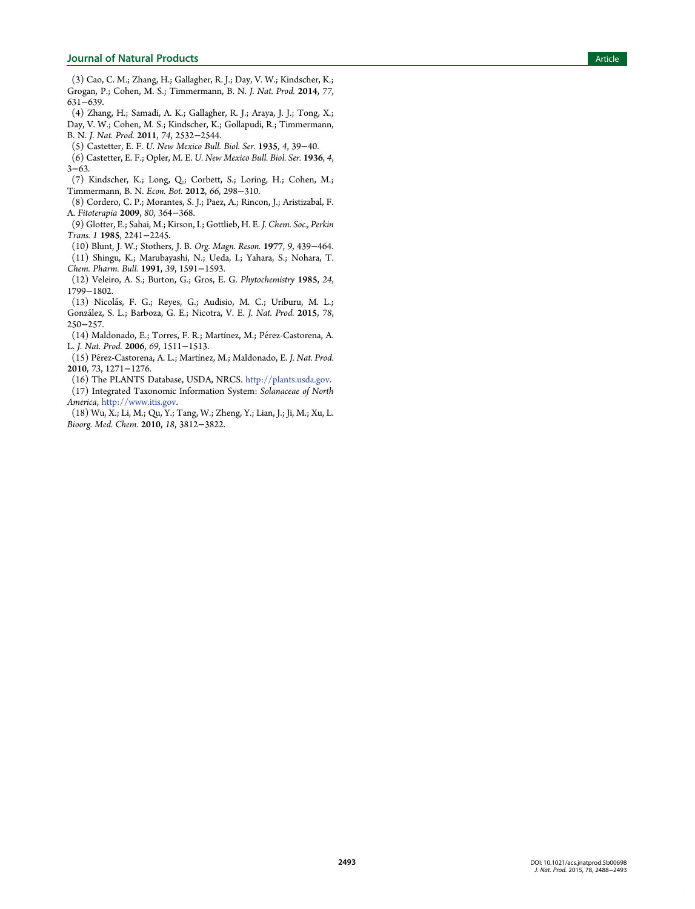(3) Cao, C. M.; Zhang, H.; Gallagher, R. J.; Day, V. W.; Kindscher, K.; Grogan, P.; Cohen, M. S.; Timmermann, B. N. *J. Nat. Prod.* **2014**, *77*, 631−639.

(4) Zhang, H.; Samadi, A. K.; Gallagher, R. J.; Araya, J. J.; Tong, X.; Day, V. W.; Cohen, M. S.; Kindscher, K.; Gollapudi, R.; Timmermann, B. N. *J. Nat. Prod.* **2011**, *74*, 2532−2544.

(5) Castetter, E. F. *U. New Mexico Bull. Biol. Ser.* **1935**, *4*, 39−40.

(6) Castetter, E. F.; Opler, M. E. *U. New Mexico Bull. Biol. Ser.* **1936**, *4*, 3−63.

(7) Kindscher, K.; Long, Q.; Corbett, S.; Loring, H.; Cohen, M.; Timmermann, B. N. *Econ. Bot.* **2012**, *66*, 298−310.

(8) Cordero, C. P.; Morantes, S. J.; Paez, A.; Rincon, J.; Aristizabal, F. A. *Fitoterapia* **2009**, *80*, 364−368.

(9) Glotter, E.; Sahai, M.; Kirson, I.; Gottlieb, H. E. *J. Chem. Soc., Perkin Trans. 1* **1985**, 2241−2245.

(10) Blunt, J. W.; Stothers, J. B. *Org. Magn. Reson.* **1977**, *9*, 439−464.

(11) Shingu, K.; Marubayashi, N.; Ueda, I.; Yahara, S.; Nohara, T. *Chem. Pharm. Bull.* **1991**, *39*, 1591−1593.

(12) Veleiro, A. S.; Burton, G.; Gros, E. G. *Phytochemistry* **1985**, *24*, 1799−1802.

(13) Nicolás, F. G.; Reyes, G.; Audisio, M. C.; Uriburu, M. L.; González, S. L.; Barboza, G. E.; Nicotra, V. E. *J. Nat. Prod.* **2015**, *78*, 250−257.

(14) Maldonado, E.; Torres, F. R.; Martínez, M.; Pérez-Castorena, A. L. *J. Nat. Prod.* **2006**, *69*, 1511−1513.

(15) Pérez-Castorena, A. L.; Martínez, M.; Maldonado, E. *J. Nat. Prod.* **2010**, *73*, 1271−1276.

(16) The PLANTS Database, USDA, NRCS. http://plants.usda.gov.

(17) Integrated Taxonomic Information System: *Solanaceae of North America*, http://www.itis.gov.

(18) Wu, X.; Li, M.; Qu, Y.; Tang, W.; Zheng, Y.; Lian, J.; Ji, M.; Xu, L. *Bioorg. Med. Chem.* **2010**, *18*, 3812−3822.